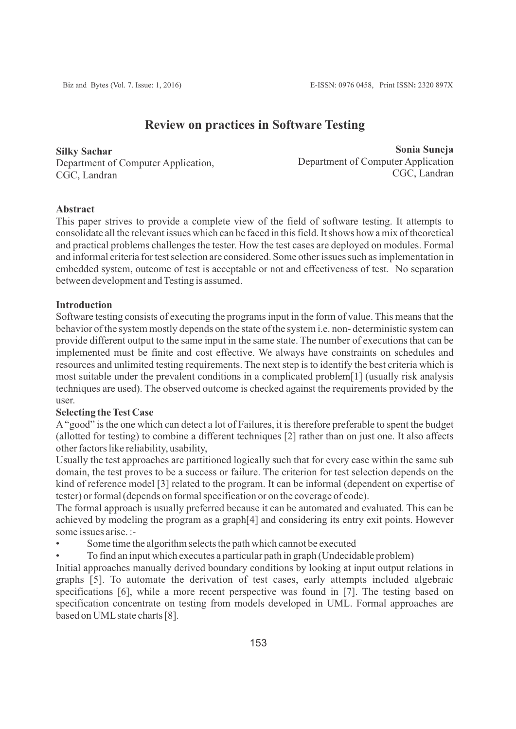# Review on practices in Software Testing

**Silky Sachar**
Department of Computer Application,
CGC, Landran

**Sonia Suneja**
Department of Computer Application
CGC, Landran

## Abstract

This paper strives to provide a complete view of the field of software testing. It attempts to consolidate all the relevant issues which can be faced in this field. It shows how a mix of theoretical and practical problems challenges the tester. How the test cases are deployed on modules. Formal and informal criteria for test selection are considered. Some other issues such as implementation in embedded system, outcome of test is acceptable or not and effectiveness of test. No separation between development and Testing is assumed.

## Introduction

Software testing consists of executing the programs input in the form of value. This means that the behavior of the system mostly depends on the state of the system i.e. non- deterministic system can provide different output to the same input in the same state. The number of executions that can be implemented must be finite and cost effective. We always have constraints on schedules and resources and unlimited testing requirements. The next step is to identify the best criteria which is most suitable under the prevalent conditions in a complicated problem[1] (usually risk analysis techniques are used). The observed outcome is checked against the requirements provided by the user.

### Selecting the Test Case

A "good" is the one which can detect a lot of Failures, it is therefore preferable to spent the budget (allotted for testing) to combine a different techniques [2] rather than on just one. It also affects other factors like reliability, usability,

Usually the test approaches are partitioned logically such that for every case within the same sub domain, the test proves to be a success or failure. The criterion for test selection depends on the kind of reference model [3] related to the program. It can be informal (dependent on expertise of tester) or formal (depends on formal specification or on the coverage of code).

The formal approach is usually preferred because it can be automated and evaluated. This can be achieved by modeling the program as a graph[4] and considering its entry exit points. However some issues arise. :-

- Some time the algorithm selects the path which cannot be executed
- To find an input which executes a particular path in graph (Undecidable problem)

Initial approaches manually derived boundary conditions by looking at input output relations in graphs [5]. To automate the derivation of test cases, early attempts included algebraic specifications [6], while a more recent perspective was found in [7]. The testing based on specification concentrate on testing from models developed in UML. Formal approaches are based on UML state charts [8].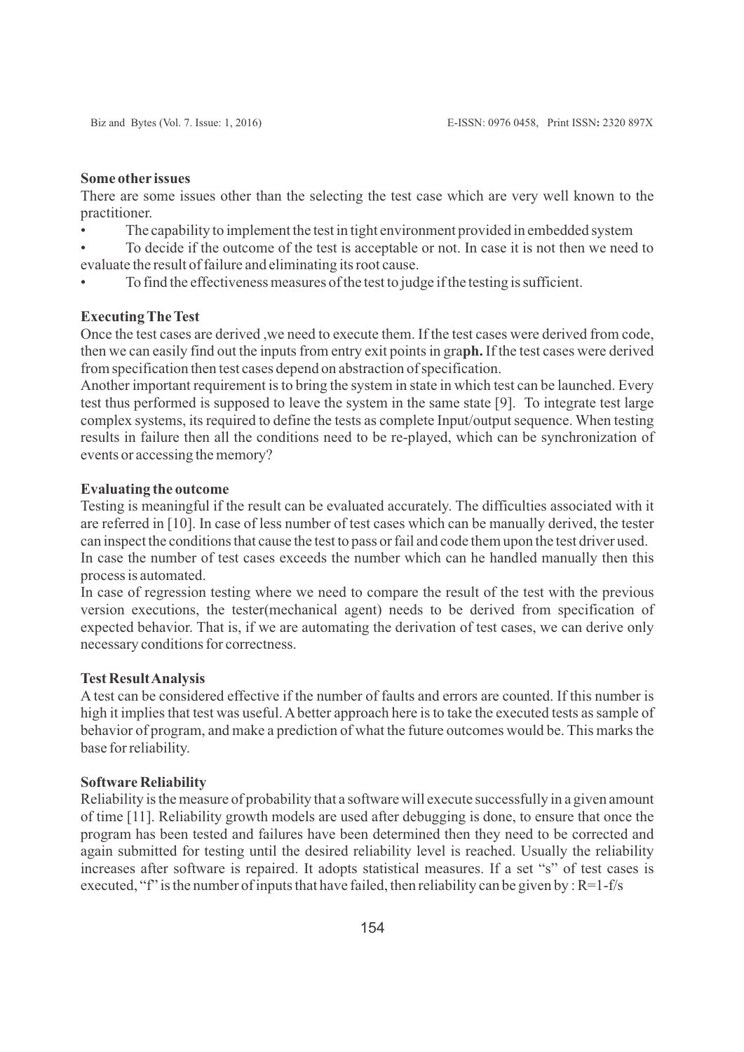**Some other issues**

There are some issues other than the selecting the test case which are very well known to the practitioner.

- The capability to implement the test in tight environment provided in embedded system
- To decide if the outcome of the test is acceptable or not. In case it is not then we need to evaluate the result of failure and eliminating its root cause.
- To find the effectiveness measures of the test to judge if the testing is sufficient.

**Executing The Test**

Once the test cases are derived ,we need to execute them. If the test cases were derived from code, then we can easily find out the inputs from entry exit points in gra**ph.** If the test cases were derived from specification then test cases depend on abstraction of specification.

Another important requirement is to bring the system in state in which test can be launched. Every test thus performed is supposed to leave the system in the same state [9]. To integrate test large complex systems, its required to define the tests as complete Input/output sequence. When testing results in failure then all the conditions need to be re-played, which can be synchronization of events or accessing the memory?

**Evaluating the outcome**

Testing is meaningful if the result can be evaluated accurately. The difficulties associated with it are referred in [10]. In case of less number of test cases which can be manually derived, the tester can inspect the conditions that cause the test to pass or fail and code them upon the test driver used.

In case the number of test cases exceeds the number which can he handled manually then this process is automated.

In case of regression testing where we need to compare the result of the test with the previous version executions, the tester(mechanical agent) needs to be derived from specification of expected behavior. That is, if we are automating the derivation of test cases, we can derive only necessary conditions for correctness.

**Test Result Analysis**

A test can be considered effective if the number of faults and errors are counted. If this number is high it implies that test was useful. A better approach here is to take the executed tests as sample of behavior of program, and make a prediction of what the future outcomes would be. This marks the base for reliability.

**Software Reliability**

Reliability is the measure of probability that a software will execute successfully in a given amount of time [11]. Reliability growth models are used after debugging is done, to ensure that once the program has been tested and failures have been determined then they need to be corrected and again submitted for testing until the desired reliability level is reached. Usually the reliability increases after software is repaired. It adopts statistical measures. If a set "s" of test cases is executed, "f" is the number of inputs that have failed, then reliability can be given by : $R=1-f/s$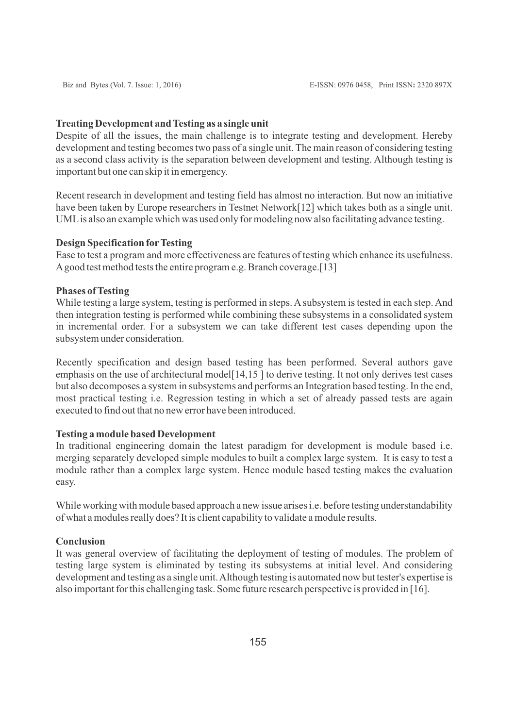### Treating Development and Testing as a single unit

Despite of all the issues, the main challenge is to integrate testing and development. Hereby development and testing becomes two pass of a single unit. The main reason of considering testing as a second class activity is the separation between development and testing. Although testing is important but one can skip it in emergency.

Recent research in development and testing field has almost no interaction. But now an initiative have been taken by Europe researchers in Testnet Network[12] which takes both as a single unit. UML is also an example which was used only for modeling now also facilitating advance testing.

### Design Specification for Testing

Ease to test a program and more effectiveness are features of testing which enhance its usefulness. A good test method tests the entire program e.g. Branch coverage.[13]

### Phases of Testing

While testing a large system, testing is performed in steps. A subsystem is tested in each step. And then integration testing is performed while combining these subsystems in a consolidated system in incremental order. For a subsystem we can take different test cases depending upon the subsystem under consideration.

Recently specification and design based testing has been performed. Several authors gave emphasis on the use of architectural model[14,15 ] to derive testing. It not only derives test cases but also decomposes a system in subsystems and performs an Integration based testing. In the end, most practical testing i.e. Regression testing in which a set of already passed tests are again executed to find out that no new error have been introduced.

### Testing a module based Development

In traditional engineering domain the latest paradigm for development is module based i.e. merging separately developed simple modules to built a complex large system. It is easy to test a module rather than a complex large system. Hence module based testing makes the evaluation easy.

While working with module based approach a new issue arises i.e. before testing understandability of what a modules really does? It is client capability to validate a module results.

### Conclusion

It was general overview of facilitating the deployment of testing of modules. The problem of testing large system is eliminated by testing its subsystems at initial level. And considering development and testing as a single unit. Although testing is automated now but tester's expertise is also important for this challenging task. Some future research perspective is provided in [16].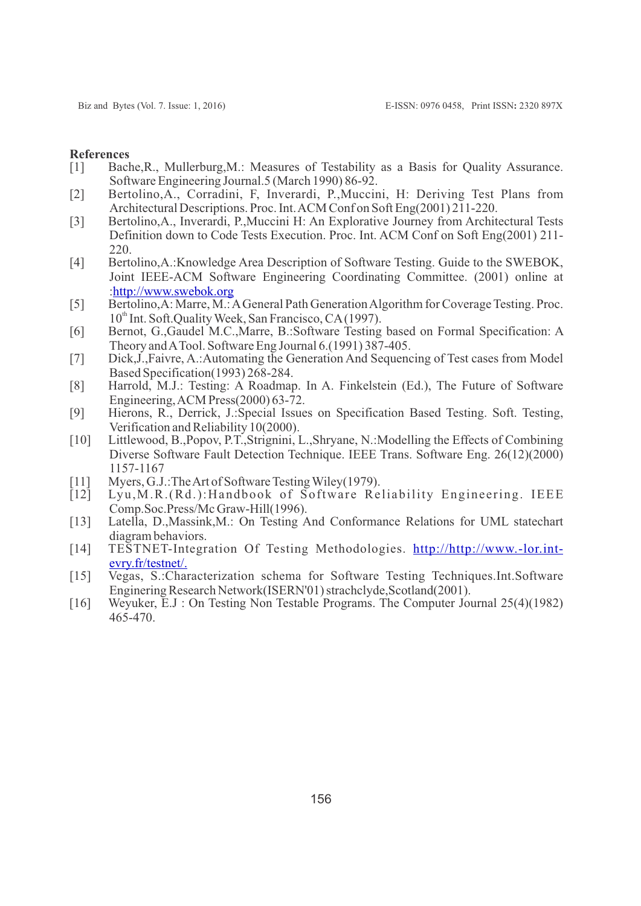**References**

[1] Bache,R., Mullerburg,M.: Measures of Testability as a Basis for Quality Assurance. Software Engineering Journal.5 (March 1990) 86-92.

[2] Bertolino,A., Corradini, F, Inverardi, P.,Muccini, H: Deriving Test Plans from Architectural Descriptions. Proc. Int. ACM Conf on Soft Eng(2001) 211-220.

[3] Bertolino,A., Inverardi, P.,Muccini H: An Explorative Journey from Architectural Tests Definition down to Code Tests Execution. Proc. Int. ACM Conf on Soft Eng(2001) 211-220.

[4] Bertolino,A.:Knowledge Area Description of Software Testing. Guide to the SWEBOK, Joint IEEE-ACM Software Engineering Coordinating Committee. (2001) online at :http://www.swebok.org

[5] Bertolino,A: Marre, M.: A General Path Generation Algorithm for Coverage Testing. Proc. 10th Int. Soft.Quality Week, San Francisco, CA (1997).

[6] Bernot, G.,Gaudel M.C.,Marre, B.:Software Testing based on Formal Specification: A Theory and A Tool. Software Eng Journal 6.(1991) 387-405.

[7] Dick,J.,Faivre, A.:Automating the Generation And Sequencing of Test cases from Model Based Specification(1993) 268-284.

[8] Harrold, M.J.: Testing: A Roadmap. In A. Finkelstein (Ed.), The Future of Software Engineering, ACM Press(2000) 63-72.

[9] Hierons, R., Derrick, J.:Special Issues on Specification Based Testing. Soft. Testing, Verification and Reliability 10(2000).

[10] Littlewood, B.,Popov, P.T.,Strignini, L.,Shryane, N.:Modelling the Effects of Combining Diverse Software Fault Detection Technique. IEEE Trans. Software Eng. 26(12)(2000) 1157-1167

[11] Myers, G.J.:The Art of Software Testing Wiley(1979).

[12] Lyu,M.R.(Rd.):Handbook of Software Reliability Engineering. IEEE Comp.Soc.Press/Mc Graw-Hill(1996).

[13] Latella, D.,Massink,M.: On Testing And Conformance Relations for UML statechart diagram behaviors.

[14] TESTNET-Integration Of Testing Methodologies. http://http://www.-lor.int-evry.fr/testnet/.

[15] Vegas, S.:Characterization schema for Software Testing Techniques.Int.Software Enginering Research Network(ISERN'01) strachclyde,Scotland(2001).

[16] Weyuker, E.J : On Testing Non Testable Programs. The Computer Journal 25(4)(1982) 465-470.